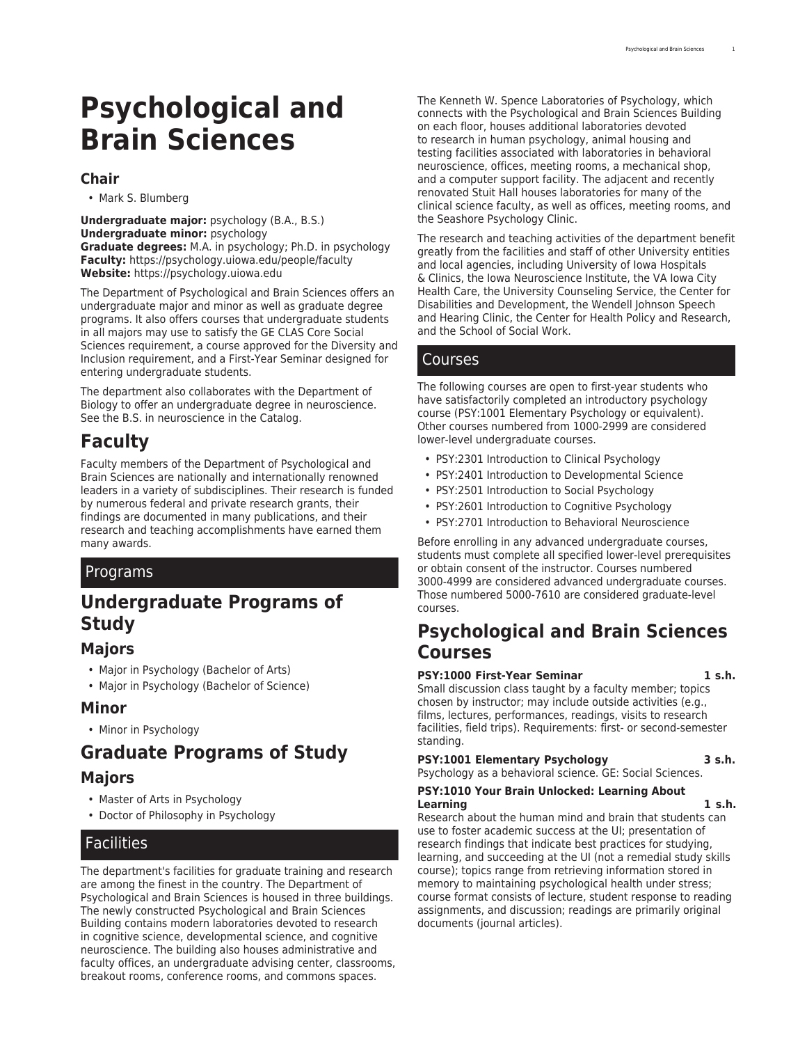# Psychological and Brain Sciences

## Chair

- Mark S. Blumberg

**Undergraduate major:** psychology (B.A., B.S.)
**Undergraduate minor:** psychology
**Graduate degrees:** M.A. in psychology; Ph.D. in psychology
**Faculty:** https://psychology.uiowa.edu/people/faculty
**Website:** https://psychology.uiowa.edu

The Department of Psychological and Brain Sciences offers an undergraduate major and minor as well as graduate degree programs. It also offers courses that undergraduate students in all majors may use to satisfy the GE CLAS Core Social Sciences requirement, a course approved for the Diversity and Inclusion requirement, and a First-Year Seminar designed for entering undergraduate students.

The department also collaborates with the Department of Biology to offer an undergraduate degree in neuroscience. See the B.S. in neuroscience in the Catalog.

# Faculty

Faculty members of the Department of Psychological and Brain Sciences are nationally and internationally renowned leaders in a variety of subdisciplines. Their research is funded by numerous federal and private research grants, their findings are documented in many publications, and their research and teaching accomplishments have earned them many awards.

## Programs

# Undergraduate Programs of Study

## Majors

- Major in Psychology (Bachelor of Arts)
- Major in Psychology (Bachelor of Science)

## Minor

- Minor in Psychology

# Graduate Programs of Study

## Majors

- Master of Arts in Psychology
- Doctor of Philosophy in Psychology

## Facilities

The department's facilities for graduate training and research are among the finest in the country. The Department of Psychological and Brain Sciences is housed in three buildings. The newly constructed Psychological and Brain Sciences Building contains modern laboratories devoted to research in cognitive science, developmental science, and cognitive neuroscience. The building also houses administrative and faculty offices, an undergraduate advising center, classrooms, breakout rooms, conference rooms, and commons spaces.

The Kenneth W. Spence Laboratories of Psychology, which connects with the Psychological and Brain Sciences Building on each floor, houses additional laboratories devoted to research in human psychology, animal housing and testing facilities associated with laboratories in behavioral neuroscience, offices, meeting rooms, a mechanical shop, and a computer support facility. The adjacent and recently renovated Stuit Hall houses laboratories for many of the clinical science faculty, as well as offices, meeting rooms, and the Seashore Psychology Clinic.

The research and teaching activities of the department benefit greatly from the facilities and staff of other University entities and local agencies, including University of Iowa Hospitals & Clinics, the Iowa Neuroscience Institute, the VA Iowa City Health Care, the University Counseling Service, the Center for Disabilities and Development, the Wendell Johnson Speech and Hearing Clinic, the Center for Health Policy and Research, and the School of Social Work.

## Courses

The following courses are open to first-year students who have satisfactorily completed an introductory psychology course (PSY:1001 Elementary Psychology or equivalent). Other courses numbered from 1000-2999 are considered lower-level undergraduate courses.

- PSY:2301 Introduction to Clinical Psychology
- PSY:2401 Introduction to Developmental Science
- PSY:2501 Introduction to Social Psychology
- PSY:2601 Introduction to Cognitive Psychology
- PSY:2701 Introduction to Behavioral Neuroscience

Before enrolling in any advanced undergraduate courses, students must complete all specified lower-level prerequisites or obtain consent of the instructor. Courses numbered 3000-4999 are considered advanced undergraduate courses. Those numbered 5000-7610 are considered graduate-level courses.

# Psychological and Brain Sciences Courses

**PSY:1000 First-Year Seminar** **1 s.h.**
Small discussion class taught by a faculty member; topics chosen by instructor; may include outside activities (e.g., films, lectures, performances, readings, visits to research facilities, field trips). Requirements: first- or second-semester standing.

**PSY:1001 Elementary Psychology** **3 s.h.**
Psychology as a behavioral science. GE: Social Sciences.

**PSY:1010 Your Brain Unlocked: Learning About Learning** **1 s.h.**
Research about the human mind and brain that students can use to foster academic success at the UI; presentation of research findings that indicate best practices for studying, learning, and succeeding at the UI (not a remedial study skills course); topics range from retrieving information stored in memory to maintaining psychological health under stress; course format consists of lecture, student response to reading assignments, and discussion; readings are primarily original documents (journal articles).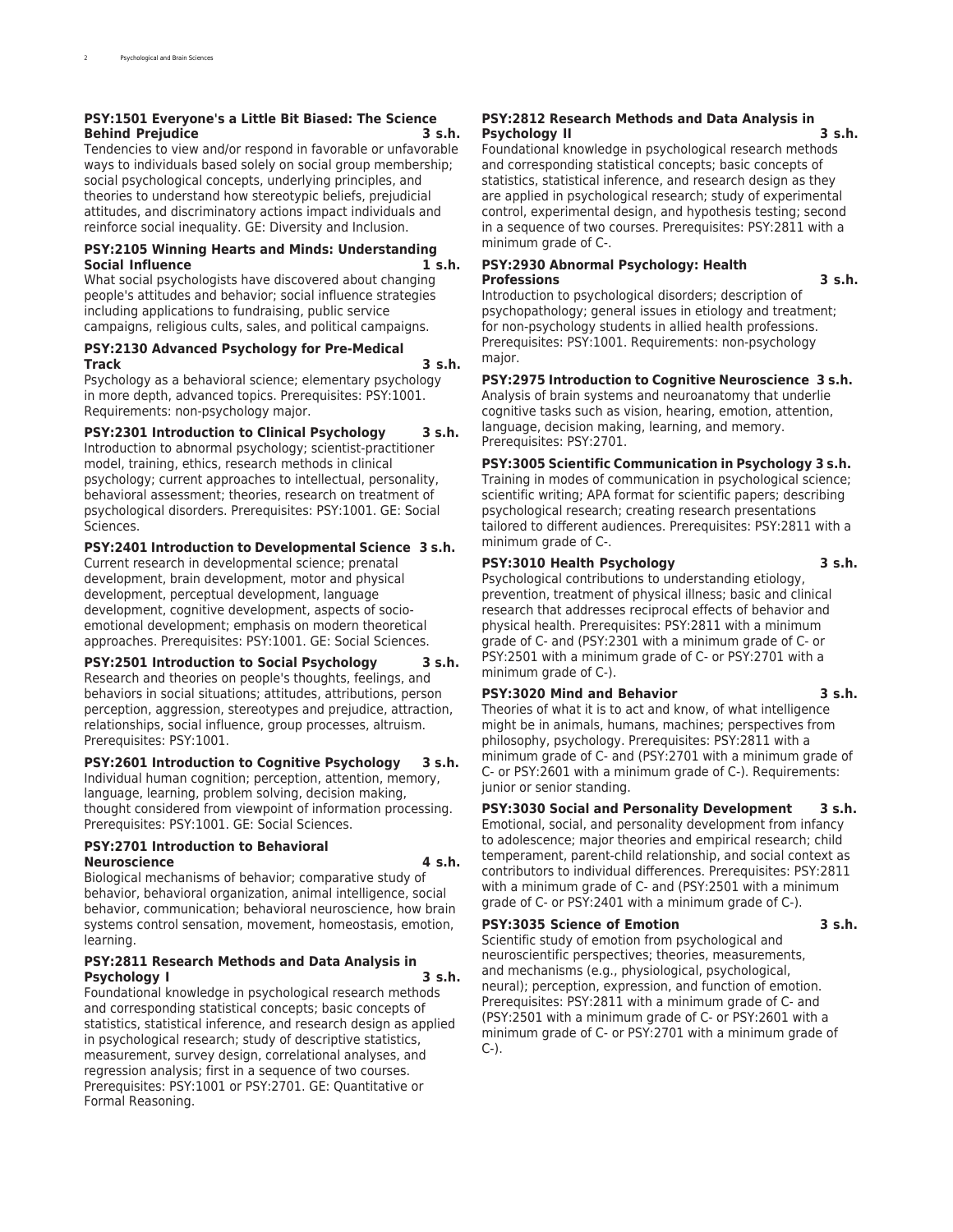**PSY:1501 Everyone's a Little Bit Biased: The Science Behind Prejudice 3 s.h.**
Tendencies to view and/or respond in favorable or unfavorable ways to individuals based solely on social group membership; social psychological concepts, underlying principles, and theories to understand how stereotypic beliefs, prejudicial attitudes, and discriminatory actions impact individuals and reinforce social inequality. GE: Diversity and Inclusion.

**PSY:2105 Winning Hearts and Minds: Understanding Social Influence 1 s.h.**
What social psychologists have discovered about changing people's attitudes and behavior; social influence strategies including applications to fundraising, public service campaigns, religious cults, sales, and political campaigns.

**PSY:2130 Advanced Psychology for Pre-Medical Track 3 s.h.**
Psychology as a behavioral science; elementary psychology in more depth, advanced topics. Prerequisites: PSY:1001. Requirements: non-psychology major.

**PSY:2301 Introduction to Clinical Psychology 3 s.h.**
Introduction to abnormal psychology; scientist-practitioner model, training, ethics, research methods in clinical psychology; current approaches to intellectual, personality, behavioral assessment; theories, research on treatment of psychological disorders. Prerequisites: PSY:1001. GE: Social Sciences.

**PSY:2401 Introduction to Developmental Science 3 s.h.**
Current research in developmental science; prenatal development, brain development, motor and physical development, perceptual development, language development, cognitive development, aspects of socio-emotional development; emphasis on modern theoretical approaches. Prerequisites: PSY:1001. GE: Social Sciences.

**PSY:2501 Introduction to Social Psychology 3 s.h.**
Research and theories on people's thoughts, feelings, and behaviors in social situations; attitudes, attributions, person perception, aggression, stereotypes and prejudice, attraction, relationships, social influence, group processes, altruism. Prerequisites: PSY:1001.

**PSY:2601 Introduction to Cognitive Psychology 3 s.h.**
Individual human cognition; perception, attention, memory, language, learning, problem solving, decision making, thought considered from viewpoint of information processing. Prerequisites: PSY:1001. GE: Social Sciences.

**PSY:2701 Introduction to Behavioral Neuroscience 4 s.h.**
Biological mechanisms of behavior; comparative study of behavior, behavioral organization, animal intelligence, social behavior, communication; behavioral neuroscience, how brain systems control sensation, movement, homeostasis, emotion, learning.

**PSY:2811 Research Methods and Data Analysis in Psychology I 3 s.h.**
Foundational knowledge in psychological research methods and corresponding statistical concepts; basic concepts of statistics, statistical inference, and research design as applied in psychological research; study of descriptive statistics, measurement, survey design, correlational analyses, and regression analysis; first in a sequence of two courses. Prerequisites: PSY:1001 or PSY:2701. GE: Quantitative or Formal Reasoning.

**PSY:2812 Research Methods and Data Analysis in Psychology II 3 s.h.**
Foundational knowledge in psychological research methods and corresponding statistical concepts; basic concepts of statistics, statistical inference, and research design as they are applied in psychological research; study of experimental control, experimental design, and hypothesis testing; second in a sequence of two courses. Prerequisites: PSY:2811 with a minimum grade of C-.

**PSY:2930 Abnormal Psychology: Health Professions 3 s.h.**
Introduction to psychological disorders; description of psychopathology; general issues in etiology and treatment; for non-psychology students in allied health professions. Prerequisites: PSY:1001. Requirements: non-psychology major.

**PSY:2975 Introduction to Cognitive Neuroscience 3 s.h.**
Analysis of brain systems and neuroanatomy that underlie cognitive tasks such as vision, hearing, emotion, attention, language, decision making, learning, and memory. Prerequisites: PSY:2701.

**PSY:3005 Scientific Communication in Psychology 3 s.h.**
Training in modes of communication in psychological science; scientific writing; APA format for scientific papers; describing psychological research; creating research presentations tailored to different audiences. Prerequisites: PSY:2811 with a minimum grade of C-.

**PSY:3010 Health Psychology 3 s.h.**
Psychological contributions to understanding etiology, prevention, treatment of physical illness; basic and clinical research that addresses reciprocal effects of behavior and physical health. Prerequisites: PSY:2811 with a minimum grade of C- and (PSY:2301 with a minimum grade of C- or PSY:2501 with a minimum grade of C- or PSY:2701 with a minimum grade of C-).

**PSY:3020 Mind and Behavior 3 s.h.**
Theories of what it is to act and know, of what intelligence might be in animals, humans, machines; perspectives from philosophy, psychology. Prerequisites: PSY:2811 with a minimum grade of C- and (PSY:2701 with a minimum grade of C- or PSY:2601 with a minimum grade of C-). Requirements: junior or senior standing.

**PSY:3030 Social and Personality Development 3 s.h.**
Emotional, social, and personality development from infancy to adolescence; major theories and empirical research; child temperament, parent-child relationship, and social context as contributors to individual differences. Prerequisites: PSY:2811 with a minimum grade of C- and (PSY:2501 with a minimum grade of C- or PSY:2401 with a minimum grade of C-).

**PSY:3035 Science of Emotion 3 s.h.**
Scientific study of emotion from psychological and neuroscientific perspectives; theories, measurements, and mechanisms (e.g., physiological, psychological, neural); perception, expression, and function of emotion. Prerequisites: PSY:2811 with a minimum grade of C- and (PSY:2501 with a minimum grade of C- or PSY:2601 with a minimum grade of C- or PSY:2701 with a minimum grade of C-).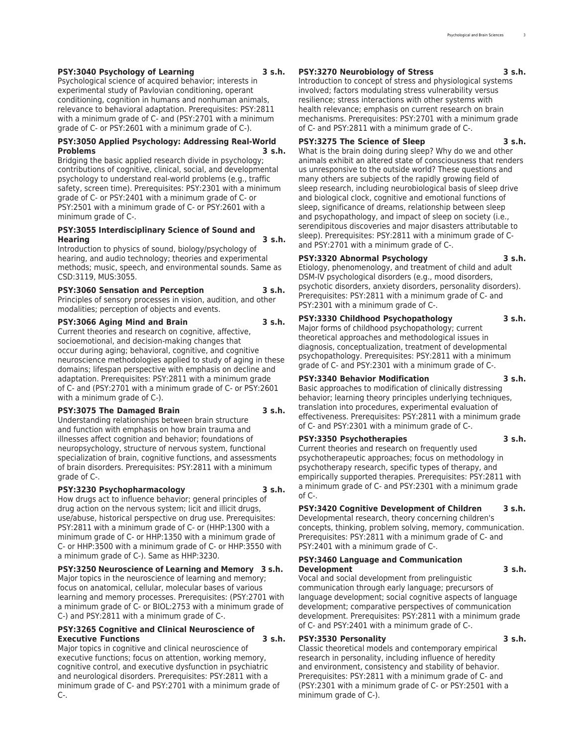**PSY:3040 Psychology of Learning 3 s.h.**

Psychological science of acquired behavior; interests in experimental study of Pavlovian conditioning, operant conditioning, cognition in humans and nonhuman animals, relevance to behavioral adaptation. Prerequisites: PSY:2811 with a minimum grade of C- and (PSY:2701 with a minimum grade of C- or PSY:2601 with a minimum grade of C-).

**PSY:3050 Applied Psychology: Addressing Real-World Problems 3 s.h.**

Bridging the basic applied research divide in psychology; contributions of cognitive, clinical, social, and developmental psychology to understand real-world problems (e.g., traffic safety, screen time). Prerequisites: PSY:2301 with a minimum grade of C- or PSY:2401 with a minimum grade of C- or PSY:2501 with a minimum grade of C- or PSY:2601 with a minimum grade of C-.

**PSY:3055 Interdisciplinary Science of Sound and Hearing 3 s.h.**

Introduction to physics of sound, biology/psychology of hearing, and audio technology; theories and experimental methods; music, speech, and environmental sounds. Same as CSD:3119, MUS:3055.

**PSY:3060 Sensation and Perception 3 s.h.**

Principles of sensory processes in vision, audition, and other modalities; perception of objects and events.

**PSY:3066 Aging Mind and Brain 3 s.h.**

Current theories and research on cognitive, affective, socioemotional, and decision-making changes that occur during aging; behavioral, cognitive, and cognitive neuroscience methodologies applied to study of aging in these domains; lifespan perspective with emphasis on decline and adaptation. Prerequisites: PSY:2811 with a minimum grade of C- and (PSY:2701 with a minimum grade of C- or PSY:2601 with a minimum grade of C-).

**PSY:3075 The Damaged Brain 3 s.h.**

Understanding relationships between brain structure and function with emphasis on how brain trauma and illnesses affect cognition and behavior; foundations of neuropsychology, structure of nervous system, functional specialization of brain, cognitive functions, and assessments of brain disorders. Prerequisites: PSY:2811 with a minimum grade of C-.

**PSY:3230 Psychopharmacology 3 s.h.**

How drugs act to influence behavior; general principles of drug action on the nervous system; licit and illicit drugs, use/abuse, historical perspective on drug use. Prerequisites: PSY:2811 with a minimum grade of C- or (HHP:1300 with a minimum grade of C- or HHP:1350 with a minimum grade of C- or HHP:3500 with a minimum grade of C- or HHP:3550 with a minimum grade of C-). Same as HHP:3230.

**PSY:3250 Neuroscience of Learning and Memory 3 s.h.**

Major topics in the neuroscience of learning and memory; focus on anatomical, cellular, molecular bases of various learning and memory processes. Prerequisites: (PSY:2701 with a minimum grade of C- or BIOL:2753 with a minimum grade of C-) and PSY:2811 with a minimum grade of C-.

**PSY:3265 Cognitive and Clinical Neuroscience of Executive Functions 3 s.h.**

Major topics in cognitive and clinical neuroscience of executive functions; focus on attention, working memory, cognitive control, and executive dysfunction in psychiatric and neurological disorders. Prerequisites: PSY:2811 with a minimum grade of C- and PSY:2701 with a minimum grade of C-.

**PSY:3270 Neurobiology of Stress 3 s.h.**

Introduction to concept of stress and physiological systems involved; factors modulating stress vulnerability versus resilience; stress interactions with other systems with health relevance; emphasis on current research on brain mechanisms. Prerequisites: PSY:2701 with a minimum grade of C- and PSY:2811 with a minimum grade of C-.

**PSY:3275 The Science of Sleep 3 s.h.**

What is the brain doing during sleep? Why do we and other animals exhibit an altered state of consciousness that renders us unresponsive to the outside world? These questions and many others are subjects of the rapidly growing field of sleep research, including neurobiological basis of sleep drive and biological clock, cognitive and emotional functions of sleep, significance of dreams, relationship between sleep and psychopathology, and impact of sleep on society (i.e., serendipitous discoveries and major disasters attributable to sleep). Prerequisites: PSY:2811 with a minimum grade of C- and PSY:2701 with a minimum grade of C-.

**PSY:3320 Abnormal Psychology 3 s.h.**

Etiology, phenomenology, and treatment of child and adult DSM-IV psychological disorders (e.g., mood disorders, psychotic disorders, anxiety disorders, personality disorders). Prerequisites: PSY:2811 with a minimum grade of C- and PSY:2301 with a minimum grade of C-.

**PSY:3330 Childhood Psychopathology 3 s.h.**

Major forms of childhood psychopathology; current theoretical approaches and methodological issues in diagnosis, conceptualization, treatment of developmental psychopathology. Prerequisites: PSY:2811 with a minimum grade of C- and PSY:2301 with a minimum grade of C-.

**PSY:3340 Behavior Modification 3 s.h.**

Basic approaches to modification of clinically distressing behavior; learning theory principles underlying techniques, translation into procedures, experimental evaluation of effectiveness. Prerequisites: PSY:2811 with a minimum grade of C- and PSY:2301 with a minimum grade of C-.

**PSY:3350 Psychotherapies 3 s.h.**

Current theories and research on frequently used psychotherapeutic approaches; focus on methodology in psychotherapy research, specific types of therapy, and empirically supported therapies. Prerequisites: PSY:2811 with a minimum grade of C- and PSY:2301 with a minimum grade of C-.

**PSY:3420 Cognitive Development of Children 3 s.h.**

Developmental research, theory concerning children's concepts, thinking, problem solving, memory, communication. Prerequisites: PSY:2811 with a minimum grade of C- and PSY:2401 with a minimum grade of C-.

**PSY:3460 Language and Communication Development 3 s.h.**

Vocal and social development from prelinguistic communication through early language; precursors of language development; social cognitive aspects of language development; comparative perspectives of communication development. Prerequisites: PSY:2811 with a minimum grade of C- and PSY:2401 with a minimum grade of C-.

**PSY:3530 Personality 3 s.h.**

Classic theoretical models and contemporary empirical research in personality, including influence of heredity and environment, consistency and stability of behavior. Prerequisites: PSY:2811 with a minimum grade of C- and (PSY:2301 with a minimum grade of C- or PSY:2501 with a minimum grade of C-).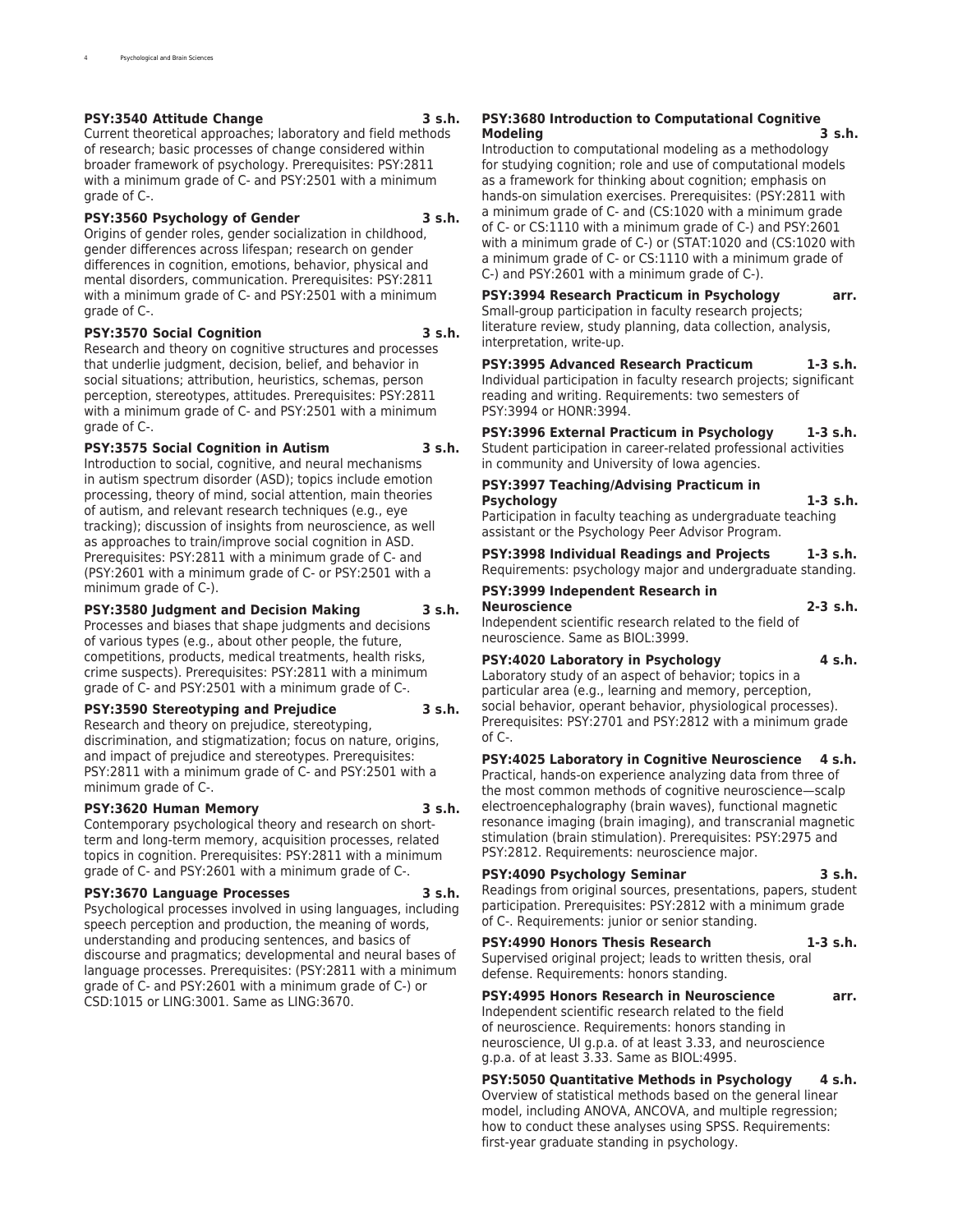**PSY:3540 Attitude Change 3 s.h.**
Current theoretical approaches; laboratory and field methods of research; basic processes of change considered within broader framework of psychology. Prerequisites: PSY:2811 with a minimum grade of C- and PSY:2501 with a minimum grade of C-.

**PSY:3560 Psychology of Gender 3 s.h.**
Origins of gender roles, gender socialization in childhood, gender differences across lifespan; research on gender differences in cognition, emotions, behavior, physical and mental disorders, communication. Prerequisites: PSY:2811 with a minimum grade of C- and PSY:2501 with a minimum grade of C-.

**PSY:3570 Social Cognition 3 s.h.**
Research and theory on cognitive structures and processes that underlie judgment, decision, belief, and behavior in social situations; attribution, heuristics, schemas, person perception, stereotypes, attitudes. Prerequisites: PSY:2811 with a minimum grade of C- and PSY:2501 with a minimum grade of C-.

**PSY:3575 Social Cognition in Autism 3 s.h.**
Introduction to social, cognitive, and neural mechanisms in autism spectrum disorder (ASD); topics include emotion processing, theory of mind, social attention, main theories of autism, and relevant research techniques (e.g., eye tracking); discussion of insights from neuroscience, as well as approaches to train/improve social cognition in ASD. Prerequisites: PSY:2811 with a minimum grade of C- and (PSY:2601 with a minimum grade of C- or PSY:2501 with a minimum grade of C-).

**PSY:3580 Judgment and Decision Making 3 s.h.**
Processes and biases that shape judgments and decisions of various types (e.g., about other people, the future, competitions, products, medical treatments, health risks, crime suspects). Prerequisites: PSY:2811 with a minimum grade of C- and PSY:2501 with a minimum grade of C-.

**PSY:3590 Stereotyping and Prejudice 3 s.h.**
Research and theory on prejudice, stereotyping, discrimination, and stigmatization; focus on nature, origins, and impact of prejudice and stereotypes. Prerequisites: PSY:2811 with a minimum grade of C- and PSY:2501 with a minimum grade of C-.

**PSY:3620 Human Memory 3 s.h.**
Contemporary psychological theory and research on short-term and long-term memory, acquisition processes, related topics in cognition. Prerequisites: PSY:2811 with a minimum grade of C- and PSY:2601 with a minimum grade of C-.

**PSY:3670 Language Processes 3 s.h.**
Psychological processes involved in using languages, including speech perception and production, the meaning of words, understanding and producing sentences, and basics of discourse and pragmatics; developmental and neural bases of language processes. Prerequisites: (PSY:2811 with a minimum grade of C- and PSY:2601 with a minimum grade of C-) or CSD:1015 or LING:3001. Same as LING:3670.

**PSY:3680 Introduction to Computational Cognitive Modeling 3 s.h.**
Introduction to computational modeling as a methodology for studying cognition; role and use of computational models as a framework for thinking about cognition; emphasis on hands-on simulation exercises. Prerequisites: (PSY:2811 with a minimum grade of C- and (CS:1020 with a minimum grade of C- or CS:1110 with a minimum grade of C-) and PSY:2601 with a minimum grade of C-) or (STAT:1020 and (CS:1020 with a minimum grade of C- or CS:1110 with a minimum grade of C-) and PSY:2601 with a minimum grade of C-).

**PSY:3994 Research Practicum in Psychology arr.**
Small-group participation in faculty research projects; literature review, study planning, data collection, analysis, interpretation, write-up.

**PSY:3995 Advanced Research Practicum 1-3 s.h.**
Individual participation in faculty research projects; significant reading and writing. Requirements: two semesters of PSY:3994 or HONR:3994.

**PSY:3996 External Practicum in Psychology 1-3 s.h.**
Student participation in career-related professional activities in community and University of Iowa agencies.

**PSY:3997 Teaching/Advising Practicum in Psychology 1-3 s.h.**
Participation in faculty teaching as undergraduate teaching assistant or the Psychology Peer Advisor Program.

**PSY:3998 Individual Readings and Projects 1-3 s.h.**
Requirements: psychology major and undergraduate standing.

**PSY:3999 Independent Research in Neuroscience 2-3 s.h.**
Independent scientific research related to the field of neuroscience. Same as BIOL:3999.

**PSY:4020 Laboratory in Psychology 4 s.h.**
Laboratory study of an aspect of behavior; topics in a particular area (e.g., learning and memory, perception, social behavior, operant behavior, physiological processes). Prerequisites: PSY:2701 and PSY:2812 with a minimum grade of C-.

**PSY:4025 Laboratory in Cognitive Neuroscience 4 s.h.**
Practical, hands-on experience analyzing data from three of the most common methods of cognitive neuroscience—scalp electroencephalography (brain waves), functional magnetic resonance imaging (brain imaging), and transcranial magnetic stimulation (brain stimulation). Prerequisites: PSY:2975 and PSY:2812. Requirements: neuroscience major.

**PSY:4090 Psychology Seminar 3 s.h.**
Readings from original sources, presentations, papers, student participation. Prerequisites: PSY:2812 with a minimum grade of C-. Requirements: junior or senior standing.

**PSY:4990 Honors Thesis Research 1-3 s.h.**
Supervised original project; leads to written thesis, oral defense. Requirements: honors standing.

**PSY:4995 Honors Research in Neuroscience arr.**
Independent scientific research related to the field of neuroscience. Requirements: honors standing in neuroscience, UI g.p.a. of at least 3.33, and neuroscience g.p.a. of at least 3.33. Same as BIOL:4995.

**PSY:5050 Quantitative Methods in Psychology 4 s.h.**
Overview of statistical methods based on the general linear model, including ANOVA, ANCOVA, and multiple regression; how to conduct these analyses using SPSS. Requirements: first-year graduate standing in psychology.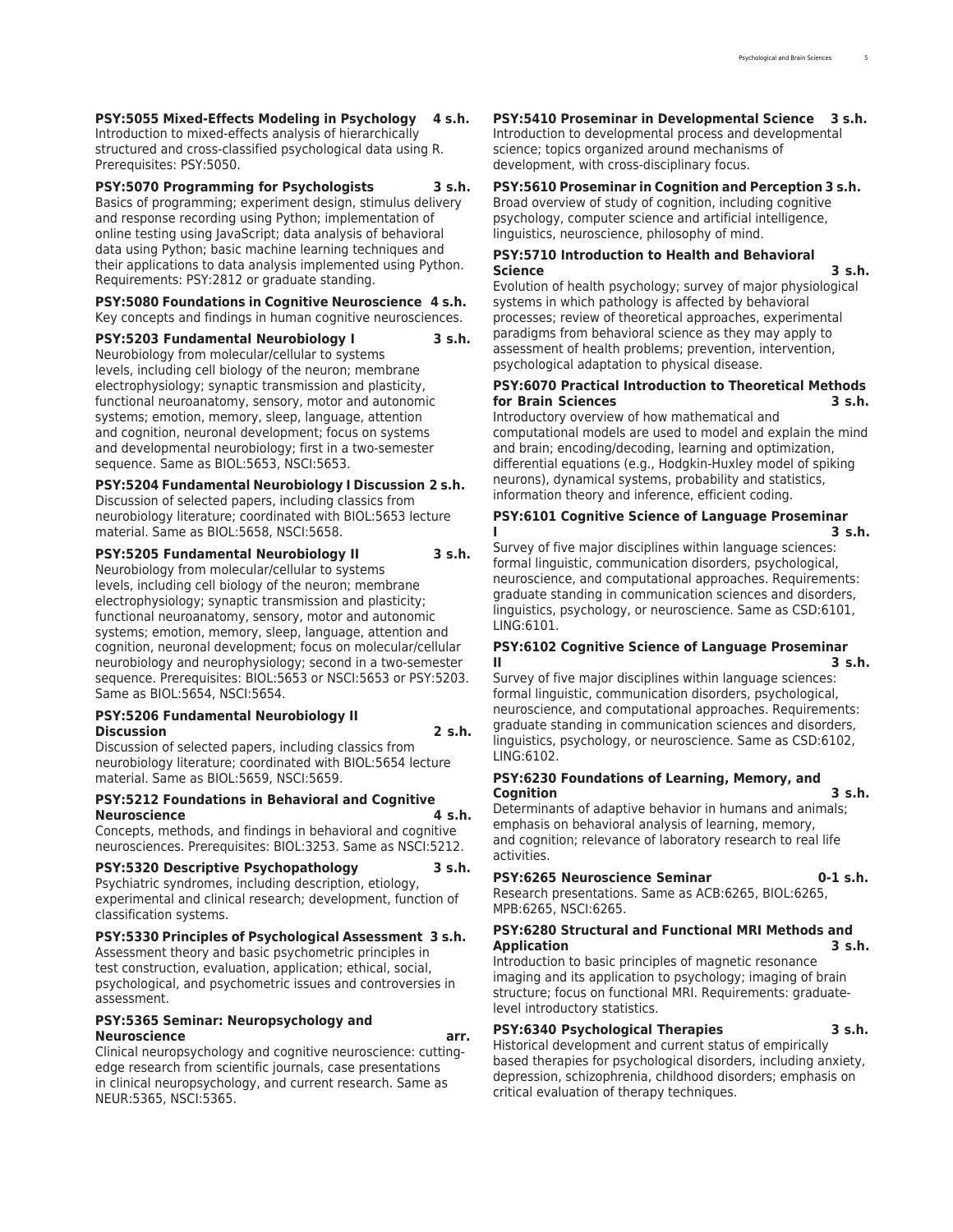**PSY:5055 Mixed-Effects Modeling in Psychology 4 s.h.**
Introduction to mixed-effects analysis of hierarchically structured and cross-classified psychological data using R. Prerequisites: PSY:5050.

**PSY:5070 Programming for Psychologists 3 s.h.**
Basics of programming; experiment design, stimulus delivery and response recording using Python; implementation of online testing using JavaScript; data analysis of behavioral data using Python; basic machine learning techniques and their applications to data analysis implemented using Python. Requirements: PSY:2812 or graduate standing.

**PSY:5080 Foundations in Cognitive Neuroscience 4 s.h.**
Key concepts and findings in human cognitive neurosciences.

**PSY:5203 Fundamental Neurobiology I 3 s.h.**
Neurobiology from molecular/cellular to systems levels, including cell biology of the neuron; membrane electrophysiology; synaptic transmission and plasticity, functional neuroanatomy, sensory, motor and autonomic systems; emotion, memory, sleep, language, attention and cognition, neuronal development; focus on systems and developmental neurobiology; first in a two-semester sequence. Same as BIOL:5653, NSCI:5653.

**PSY:5204 Fundamental Neurobiology I Discussion 2 s.h.**
Discussion of selected papers, including classics from neurobiology literature; coordinated with BIOL:5653 lecture material. Same as BIOL:5658, NSCI:5658.

**PSY:5205 Fundamental Neurobiology II 3 s.h.**
Neurobiology from molecular/cellular to systems levels, including cell biology of the neuron; membrane electrophysiology; synaptic transmission and plasticity; functional neuroanatomy, sensory, motor and autonomic systems; emotion, memory, sleep, language, attention and cognition, neuronal development; focus on molecular/cellular neurobiology and neurophysiology; second in a two-semester sequence. Prerequisites: BIOL:5653 or NSCI:5653 or PSY:5203. Same as BIOL:5654, NSCI:5654.

**PSY:5206 Fundamental Neurobiology II Discussion 2 s.h.**
Discussion of selected papers, including classics from neurobiology literature; coordinated with BIOL:5654 lecture material. Same as BIOL:5659, NSCI:5659.

**PSY:5212 Foundations in Behavioral and Cognitive Neuroscience 4 s.h.**
Concepts, methods, and findings in behavioral and cognitive neurosciences. Prerequisites: BIOL:3253. Same as NSCI:5212.

**PSY:5320 Descriptive Psychopathology 3 s.h.**
Psychiatric syndromes, including description, etiology, experimental and clinical research; development, function of classification systems.

**PSY:5330 Principles of Psychological Assessment 3 s.h.**
Assessment theory and basic psychometric principles in test construction, evaluation, application; ethical, social, psychological, and psychometric issues and controversies in assessment.

**PSY:5365 Seminar: Neuropsychology and Neuroscience arr.**
Clinical neuropsychology and cognitive neuroscience: cutting-edge research from scientific journals, case presentations in clinical neuropsychology, and current research. Same as NEUR:5365, NSCI:5365.

**PSY:5410 Proseminar in Developmental Science 3 s.h.**
Introduction to developmental process and developmental science; topics organized around mechanisms of development, with cross-disciplinary focus.

**PSY:5610 Proseminar in Cognition and Perception 3 s.h.**
Broad overview of study of cognition, including cognitive psychology, computer science and artificial intelligence, linguistics, neuroscience, philosophy of mind.

**PSY:5710 Introduction to Health and Behavioral Science 3 s.h.**
Evolution of health psychology; survey of major physiological systems in which pathology is affected by behavioral processes; review of theoretical approaches, experimental paradigms from behavioral science as they may apply to assessment of health problems; prevention, intervention, psychological adaptation to physical disease.

**PSY:6070 Practical Introduction to Theoretical Methods for Brain Sciences 3 s.h.**
Introductory overview of how mathematical and computational models are used to model and explain the mind and brain; encoding/decoding, learning and optimization, differential equations (e.g., Hodgkin-Huxley model of spiking neurons), dynamical systems, probability and statistics, information theory and inference, efficient coding.

**PSY:6101 Cognitive Science of Language Proseminar I 3 s.h.**
Survey of five major disciplines within language sciences: formal linguistic, communication disorders, psychological, neuroscience, and computational approaches. Requirements: graduate standing in communication sciences and disorders, linguistics, psychology, or neuroscience. Same as CSD:6101, LING:6101.

**PSY:6102 Cognitive Science of Language Proseminar II 3 s.h.**
Survey of five major disciplines within language sciences: formal linguistic, communication disorders, psychological, neuroscience, and computational approaches. Requirements: graduate standing in communication sciences and disorders, linguistics, psychology, or neuroscience. Same as CSD:6102, LING:6102.

**PSY:6230 Foundations of Learning, Memory, and Cognition 3 s.h.**
Determinants of adaptive behavior in humans and animals; emphasis on behavioral analysis of learning, memory, and cognition; relevance of laboratory research to real life activities.

**PSY:6265 Neuroscience Seminar 0-1 s.h.**
Research presentations. Same as ACB:6265, BIOL:6265, MPB:6265, NSCI:6265.

**PSY:6280 Structural and Functional MRI Methods and Application 3 s.h.**
Introduction to basic principles of magnetic resonance imaging and its application to psychology; imaging of brain structure; focus on functional MRI. Requirements: graduate-level introductory statistics.

**PSY:6340 Psychological Therapies 3 s.h.**
Historical development and current status of empirically based therapies for psychological disorders, including anxiety, depression, schizophrenia, childhood disorders; emphasis on critical evaluation of therapy techniques.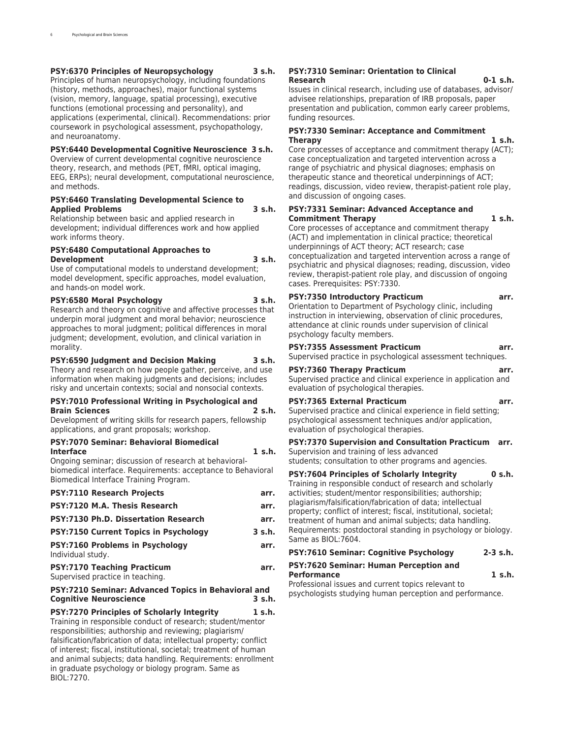**PSY:6370 Principles of Neuropsychology 3 s.h.**
Principles of human neuropsychology, including foundations (history, methods, approaches), major functional systems (vision, memory, language, spatial processing), executive functions (emotional processing and personality), and applications (experimental, clinical). Recommendations: prior coursework in psychological assessment, psychopathology, and neuroanatomy.

**PSY:6440 Developmental Cognitive Neuroscience 3 s.h.**
Overview of current developmental cognitive neuroscience theory, research, and methods (PET, fMRI, optical imaging, EEG, ERPs); neural development, computational neuroscience, and methods.

**PSY:6460 Translating Developmental Science to Applied Problems 3 s.h.**
Relationship between basic and applied research in development; individual differences work and how applied work informs theory.

**PSY:6480 Computational Approaches to Development 3 s.h.**
Use of computational models to understand development; model development, specific approaches, model evaluation, and hands-on model work.

**PSY:6580 Moral Psychology 3 s.h.**
Research and theory on cognitive and affective processes that underpin moral judgment and moral behavior; neuroscience approaches to moral judgment; political differences in moral judgment; development, evolution, and clinical variation in morality.

**PSY:6590 Judgment and Decision Making 3 s.h.**
Theory and research on how people gather, perceive, and use information when making judgments and decisions; includes risky and uncertain contexts; social and nonsocial contexts.

**PSY:7010 Professional Writing in Psychological and Brain Sciences 2 s.h.**
Development of writing skills for research papers, fellowship applications, and grant proposals; workshop.

**PSY:7070 Seminar: Behavioral Biomedical Interface 1 s.h.**
Ongoing seminar; discussion of research at behavioral-biomedical interface. Requirements: acceptance to Behavioral Biomedical Interface Training Program.

**PSY:7110 Research Projects arr.**

**PSY:7120 M.A. Thesis Research arr.**

**PSY:7130 Ph.D. Dissertation Research arr.**

**PSY:7150 Current Topics in Psychology 3 s.h.**

**PSY:7160 Problems in Psychology arr.**
Individual study.

**PSY:7170 Teaching Practicum arr.**
Supervised practice in teaching.

**PSY:7210 Seminar: Advanced Topics in Behavioral and Cognitive Neuroscience 3 s.h.**

**PSY:7270 Principles of Scholarly Integrity 1 s.h.**
Training in responsible conduct of research; student/mentor responsibilities; authorship and reviewing; plagiarism/falsification/fabrication of data; intellectual property; conflict of interest; fiscal, institutional, societal; treatment of human and animal subjects; data handling. Requirements: enrollment in graduate psychology or biology program. Same as BIOL:7270.

**PSY:7310 Seminar: Orientation to Clinical Research 0-1 s.h.**
Issues in clinical research, including use of databases, advisor/advisee relationships, preparation of IRB proposals, paper presentation and publication, common early career problems, funding resources.

**PSY:7330 Seminar: Acceptance and Commitment Therapy 1 s.h.**
Core processes of acceptance and commitment therapy (ACT); case conceptualization and targeted intervention across a range of psychiatric and physical diagnoses; emphasis on therapeutic stance and theoretical underpinnings of ACT; readings, discussion, video review, therapist-patient role play, and discussion of ongoing cases.

**PSY:7331 Seminar: Advanced Acceptance and Commitment Therapy 1 s.h.**
Core processes of acceptance and commitment therapy (ACT) and implementation in clinical practice; theoretical underpinnings of ACT theory; ACT research; case conceptualization and targeted intervention across a range of psychiatric and physical diagnoses; reading, discussion, video review, therapist-patient role play, and discussion of ongoing cases. Prerequisites: PSY:7330.

**PSY:7350 Introductory Practicum arr.**
Orientation to Department of Psychology clinic, including instruction in interviewing, observation of clinic procedures, attendance at clinic rounds under supervision of clinical psychology faculty members.

**PSY:7355 Assessment Practicum arr.**
Supervised practice in psychological assessment techniques.

**PSY:7360 Therapy Practicum arr.**
Supervised practice and clinical experience in application and evaluation of psychological therapies.

**PSY:7365 External Practicum arr.**
Supervised practice and clinical experience in field setting; psychological assessment techniques and/or application, evaluation of psychological therapies.

**PSY:7370 Supervision and Consultation Practicum arr.**
Supervision and training of less advanced students; consultation to other programs and agencies.

**PSY:7604 Principles of Scholarly Integrity 0 s.h.**
Training in responsible conduct of research and scholarly activities; student/mentor responsibilities; authorship; plagiarism/falsification/fabrication of data; intellectual property; conflict of interest; fiscal, institutional, societal; treatment of human and animal subjects; data handling. Requirements: postdoctoral standing in psychology or biology. Same as BIOL:7604.

**PSY:7610 Seminar: Cognitive Psychology 2-3 s.h.**

**PSY:7620 Seminar: Human Perception and Performance 1 s.h.**
Professional issues and current topics relevant to psychologists studying human perception and performance.